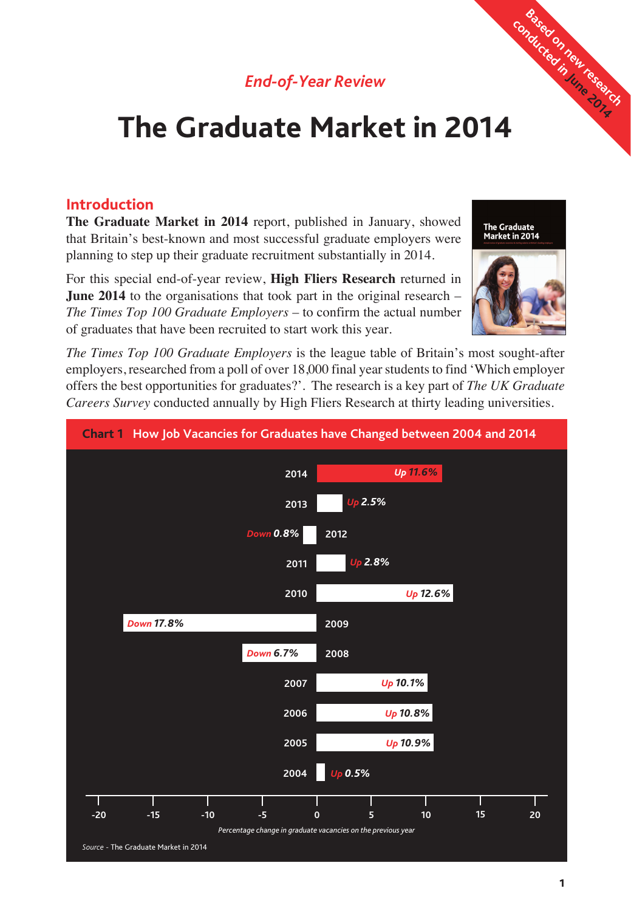Based on new research conducted in June 2014

*End-of-Year Review*

# The Graduate Market in 2014

## Introduction

**The Graduate Market in 2014** report, published in January, showed that Britain's best-known and most successful graduate employers were planning to step up their graduate recruitment substantially in 2014.

For this special end-of-year review, **High Fliers Research** returned in **June 2014** to the organisations that took part in the original research – *The Times Top 100 Graduate Employers* – to confirm the actual number of graduates that have been recruited to start work this year.

*The Times Top 100 Graduate Employers* is the league table of Britain's most sought-after employers, researched from a poll of over 18,000 final year students to find 'Which employer offers the best opportunities for graduates?'. The research is a key part of *The UK Graduate Careers Survey* conducted annually by High Fliers Research at thirty leading universities.

**Chart 1 How Job Vacancies for Graduates have Changed between 2004 and 2014**

| Year | Percentage change in graduate vacancies on the previous year |
|---|---|
| 2014 | Up 11.6% |
| 2013 | Up 2.5% |
| 2012 | Down 0.8% |
| 2011 | Up 2.8% |
| 2010 | Up 12.6% |
| 2009 | Down 17.8% |
| 2008 | Down 6.7% |
| 2007 | Up 10.1% |
| 2006 | Up 10.8% |
| 2005 | Up 10.9% |
| 2004 | Up 0.5% |

*Source* - The Graduate Market in 2014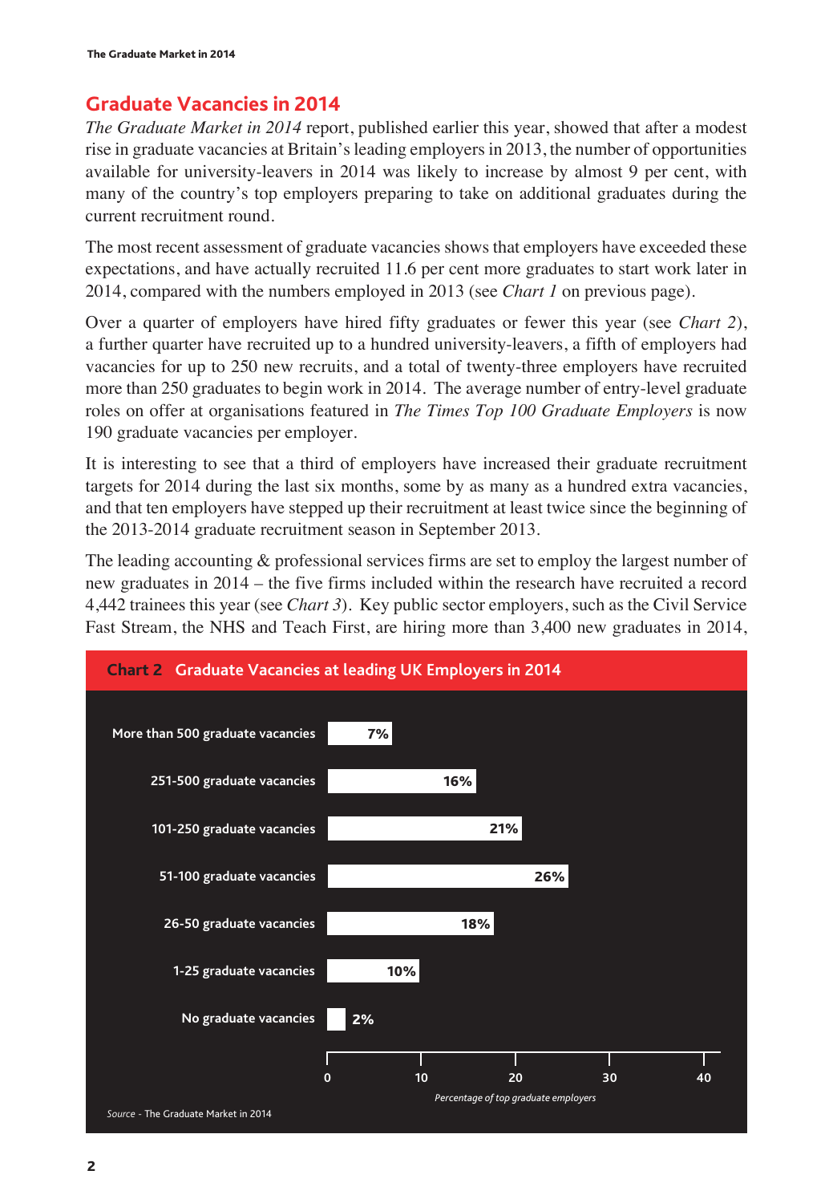## Graduate Vacancies in 2014

*The Graduate Market in 2014* report, published earlier this year, showed that after a modest rise in graduate vacancies at Britain's leading employers in 2013, the number of opportunities available for university-leavers in 2014 was likely to increase by almost 9 per cent, with many of the country's top employers preparing to take on additional graduates during the current recruitment round.

The most recent assessment of graduate vacancies shows that employers have exceeded these expectations, and have actually recruited 11.6 per cent more graduates to start work later in 2014, compared with the numbers employed in 2013 (see *Chart 1* on previous page).

Over a quarter of employers have hired fifty graduates or fewer this year (see *Chart 2*), a further quarter have recruited up to a hundred university-leavers, a fifth of employers had vacancies for up to 250 new recruits, and a total of twenty-three employers have recruited more than 250 graduates to begin work in 2014. The average number of entry-level graduate roles on offer at organisations featured in *The Times Top 100 Graduate Employers* is now 190 graduate vacancies per employer.

It is interesting to see that a third of employers have increased their graduate recruitment targets for 2014 during the last six months, some by as many as a hundred extra vacancies, and that ten employers have stepped up their recruitment at least twice since the beginning of the 2013-2014 graduate recruitment season in September 2013.

The leading accounting & professional services firms are set to employ the largest number of new graduates in 2014 – the five firms included within the research have recruited a record 4,442 trainees this year (see *Chart 3*). Key public sector employers, such as the Civil Service Fast Stream, the NHS and Teach First, are hiring more than 3,400 new graduates in 2014,

**Chart 2 Graduate Vacancies at leading UK Employers in 2014**

| Graduate vacancies | Percentage of top graduate employers |
|---|---|
| More than 500 graduate vacancies | 7% |
| 251-500 graduate vacancies | 16% |
| 101-250 graduate vacancies | 21% |
| 51-100 graduate vacancies | 26% |
| 26-50 graduate vacancies | 18% |
| 1-25 graduate vacancies | 10% |
| No graduate vacancies | 2% |

*Source* - The Graduate Market in 2014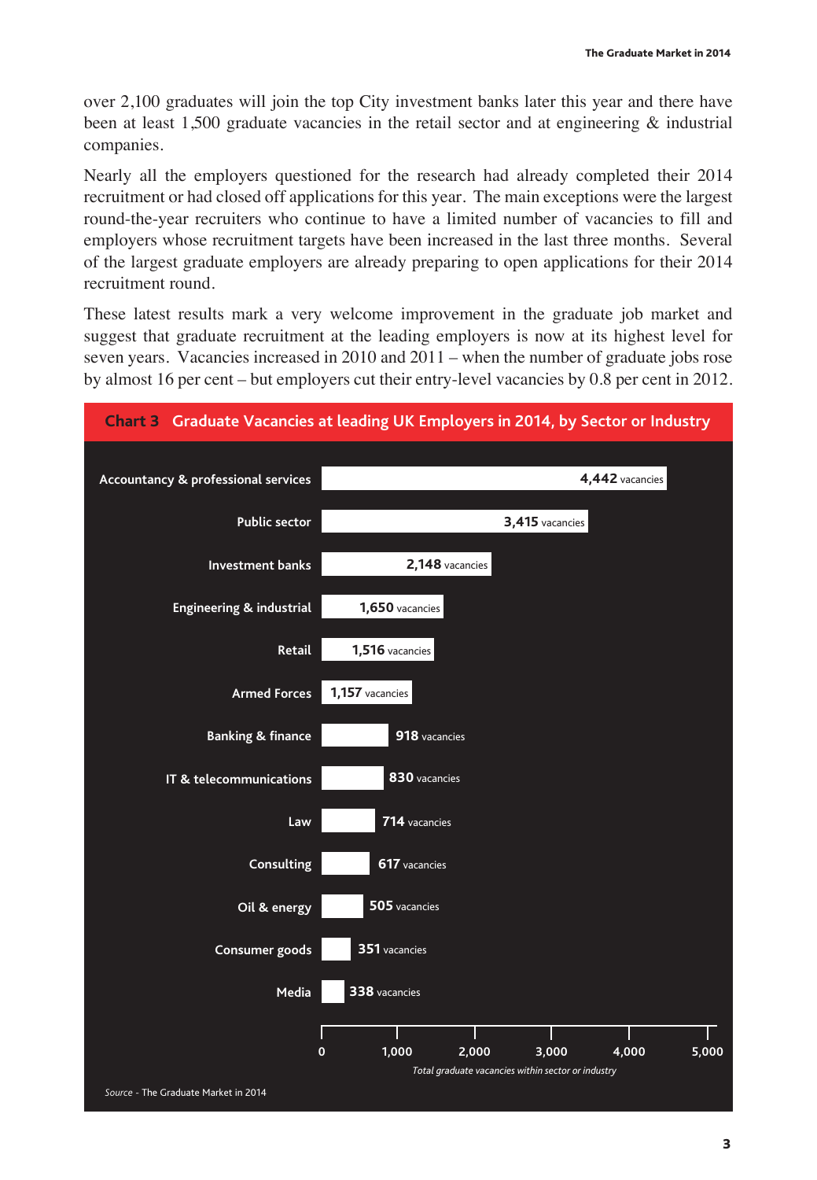over 2,100 graduates will join the top City investment banks later this year and there have been at least 1,500 graduate vacancies in the retail sector and at engineering & industrial companies.

Nearly all the employers questioned for the research had already completed their 2014 recruitment or had closed off applications for this year. The main exceptions were the largest round-the-year recruiters who continue to have a limited number of vacancies to fill and employers whose recruitment targets have been increased in the last three months. Several of the largest graduate employers are already preparing to open applications for their 2014 recruitment round.

These latest results mark a very welcome improvement in the graduate job market and suggest that graduate recruitment at the leading employers is now at its highest level for seven years. Vacancies increased in 2010 and 2011 – when the number of graduate jobs rose by almost 16 per cent – but employers cut their entry-level vacancies by 0.8 per cent in 2012.

**Chart 3 Graduate Vacancies at leading UK Employers in 2014, by Sector or Industry**

| Sector or Industry | Total graduate vacancies within sector or industry |
|---|---|
| Accountancy & professional services | 4,442 vacancies |
| Public sector | 3,415 vacancies |
| Investment banks | 2,148 vacancies |
| Engineering & industrial | 1,650 vacancies |
| Retail | 1,516 vacancies |
| Armed Forces | 1,157 vacancies |
| Banking & finance | 918 vacancies |
| IT & telecommunications | 830 vacancies |
| Law | 714 vacancies |
| Consulting | 617 vacancies |
| Oil & energy | 505 vacancies |
| Consumer goods | 351 vacancies |
| Media | 338 vacancies |

*Source* - The Graduate Market in 2014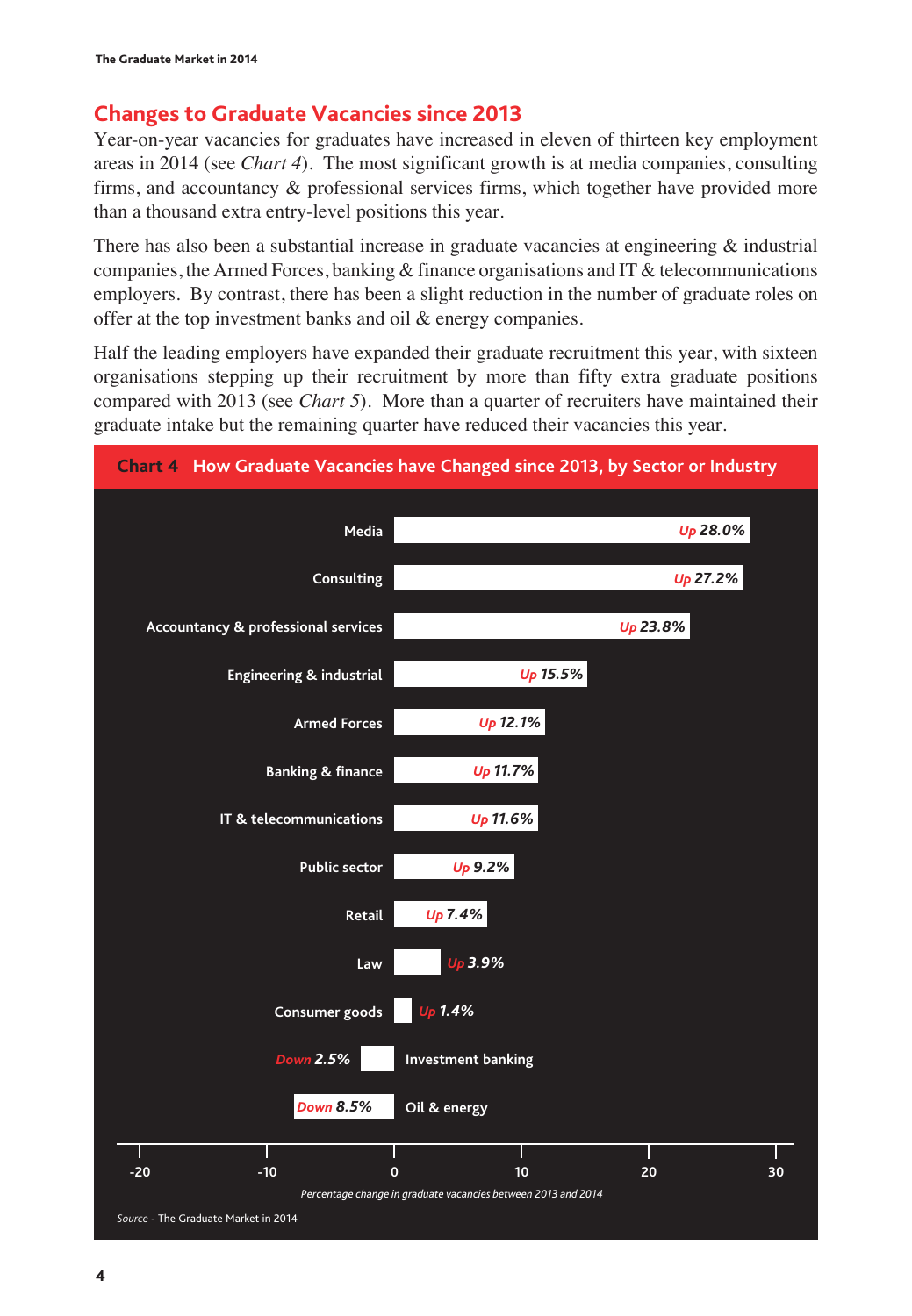## Changes to Graduate Vacancies since 2013

Year-on-year vacancies for graduates have increased in eleven of thirteen key employment areas in 2014 (see *Chart 4*). The most significant growth is at media companies, consulting firms, and accountancy & professional services firms, which together have provided more than a thousand extra entry-level positions this year.

There has also been a substantial increase in graduate vacancies at engineering & industrial companies, the Armed Forces, banking & finance organisations and IT & telecommunications employers. By contrast, there has been a slight reduction in the number of graduate roles on offer at the top investment banks and oil & energy companies.

Half the leading employers have expanded their graduate recruitment this year, with sixteen organisations stepping up their recruitment by more than fifty extra graduate positions compared with 2013 (see *Chart 5*). More than a quarter of recruiters have maintained their graduate intake but the remaining quarter have reduced their vacancies this year.

**Chart 4 How Graduate Vacancies have Changed since 2013, by Sector or Industry**

| Sector or Industry | Percentage change in graduate vacancies between 2013 and 2014 |
|---|---|
| Media | Up 28.0% |
| Consulting | Up 27.2% |
| Accountancy & professional services | Up 23.8% |
| Engineering & industrial | Up 15.5% |
| Armed Forces | Up 12.1% |
| Banking & finance | Up 11.7% |
| IT & telecommunications | Up 11.6% |
| Public sector | Up 9.2% |
| Retail | Up 7.4% |
| Law | Up 3.9% |
| Consumer goods | Up 1.4% |
| Investment banking | Down 2.5% |
| Oil & energy | Down 8.5% |

*Source* - The Graduate Market in 2014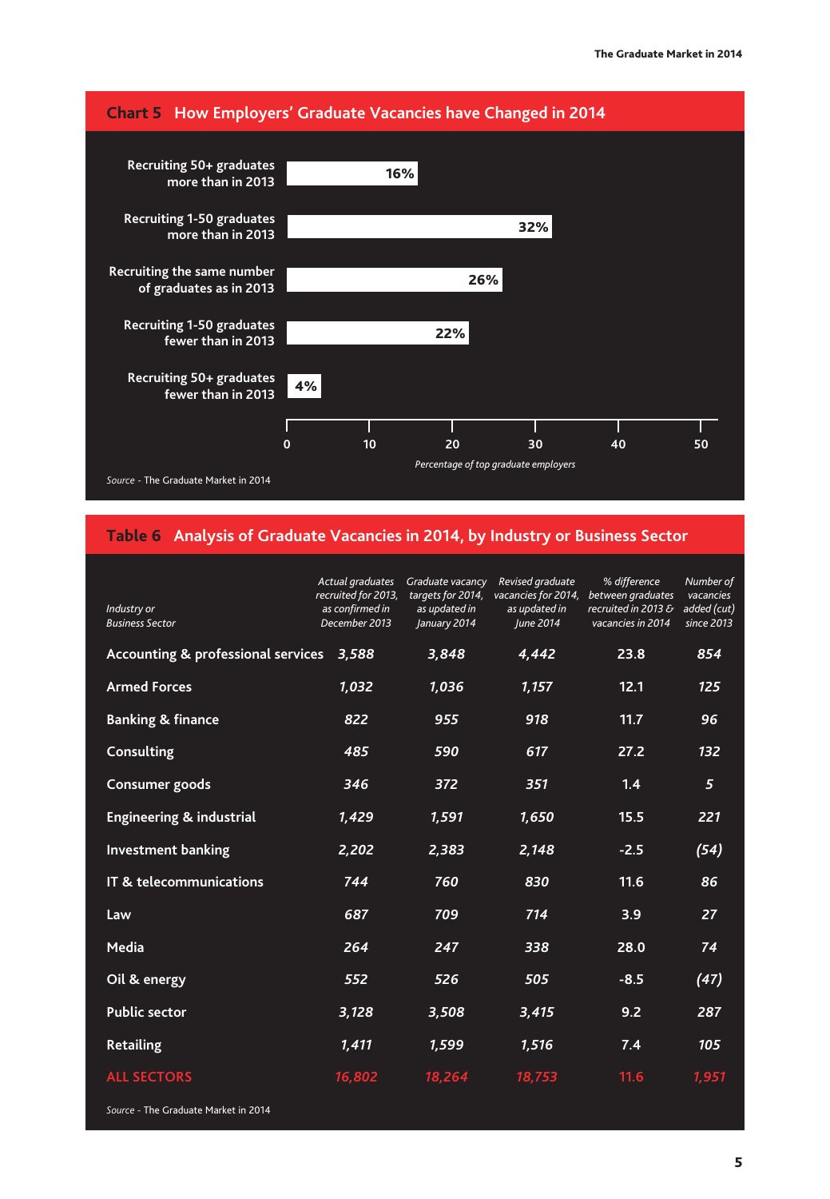## Chart 5 How Employers' Graduate Vacancies have Changed in 2014

| | Percentage of top graduate employers |
|---|---|
| Recruiting 50+ graduates more than in 2013 | 16% |
| Recruiting 1-50 graduates more than in 2013 | 32% |
| Recruiting the same number of graduates as in 2013 | 26% |
| Recruiting 1-50 graduates fewer than in 2013 | 22% |
| Recruiting 50+ graduates fewer than in 2013 | 4% |

*Source* - The Graduate Market in 2014

## Table 6 Analysis of Graduate Vacancies in 2014, by Industry or Business Sector

| *Industry or Business Sector* | *Actual graduates recruited for 2013, as confirmed in December 2013* | *Graduate vacancy targets for 2014, as updated in January 2014* | *Revised graduate vacancies for 2014, as updated in June 2014* | *% difference between graduates recruited in 2013 & vacancies in 2014* | *Number of vacancies added (cut) since 2013* |
|---|---|---|---|---|---|
| Accounting & professional services | 3,588 | 3,848 | 4,442 | 23.8 | 854 |
| Armed Forces | 1,032 | 1,036 | 1,157 | 12.1 | 125 |
| Banking & finance | 822 | 955 | 918 | 11.7 | 96 |
| Consulting | 485 | 590 | 617 | 27.2 | 132 |
| Consumer goods | 346 | 372 | 351 | 1.4 | 5 |
| Engineering & industrial | 1,429 | 1,591 | 1,650 | 15.5 | 221 |
| Investment banking | 2,202 | 2,383 | 2,148 | -2.5 | (54) |
| IT & telecommunications | 744 | 760 | 830 | 11.6 | 86 |
| Law | 687 | 709 | 714 | 3.9 | 27 |
| Media | 264 | 247 | 338 | 28.0 | 74 |
| Oil & energy | 552 | 526 | 505 | -8.5 | (47) |
| Public sector | 3,128 | 3,508 | 3,415 | 9.2 | 287 |
| Retailing | 1,411 | 1,599 | 1,516 | 7.4 | 105 |
| ALL SECTORS | 16,802 | 18,264 | 18,753 | 11.6 | 1,951 |

*Source* - The Graduate Market in 2014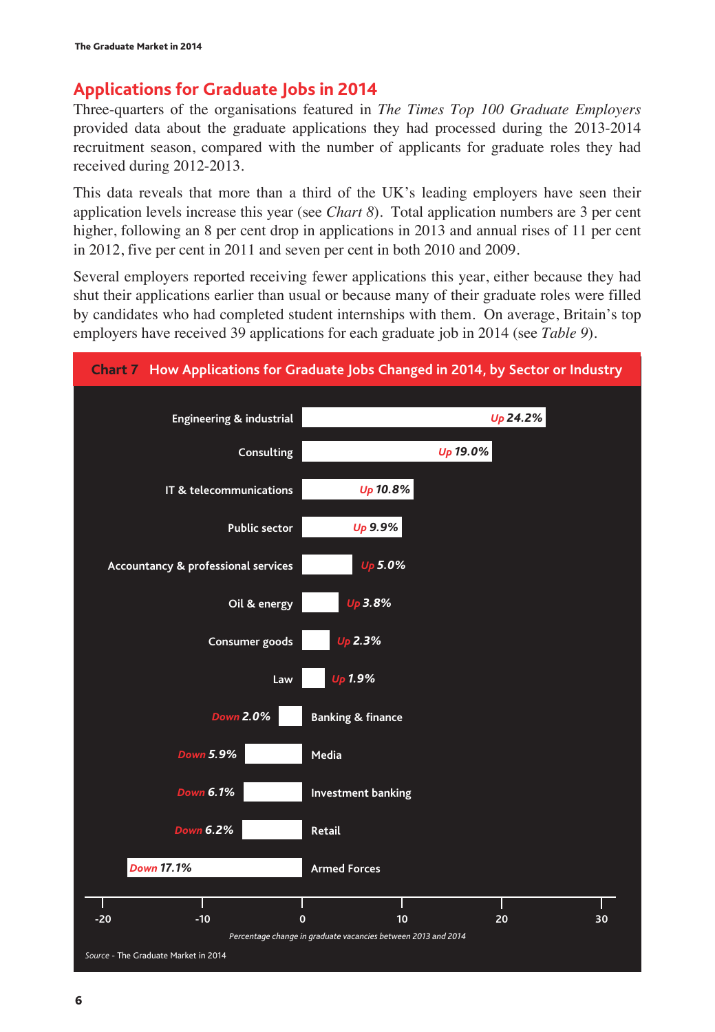## Applications for Graduate Jobs in 2014

Three-quarters of the organisations featured in *The Times Top 100 Graduate Employers* provided data about the graduate applications they had processed during the 2013-2014 recruitment season, compared with the number of applicants for graduate roles they had received during 2012-2013.

This data reveals that more than a third of the UK's leading employers have seen their application levels increase this year (see *Chart 8*). Total application numbers are 3 per cent higher, following an 8 per cent drop in applications in 2013 and annual rises of 11 per cent in 2012, five per cent in 2011 and seven per cent in both 2010 and 2009.

Several employers reported receiving fewer applications this year, either because they had shut their applications earlier than usual or because many of their graduate roles were filled by candidates who had completed student internships with them. On average, Britain's top employers have received 39 applications for each graduate job in 2014 (see *Table 9*).

**Chart 7 How Applications for Graduate Jobs Changed in 2014, by Sector or Industry**

| Sector or Industry | Change |
|---|---|
| Engineering & industrial | Up 24.2% |
| Consulting | Up 19.0% |
| IT & telecommunications | Up 10.8% |
| Public sector | Up 9.9% |
| Accountancy & professional services | Up 5.0% |
| Oil & energy | Up 3.8% |
| Consumer goods | Up 2.3% |
| Law | Up 1.9% |
| Banking & finance | Down 2.0% |
| Media | Down 5.9% |
| Investment banking | Down 6.1% |
| Retail | Down 6.2% |
| Armed Forces | Down 17.1% |

*Percentage change in graduate vacancies between 2013 and 2014*

*Source* - The Graduate Market in 2014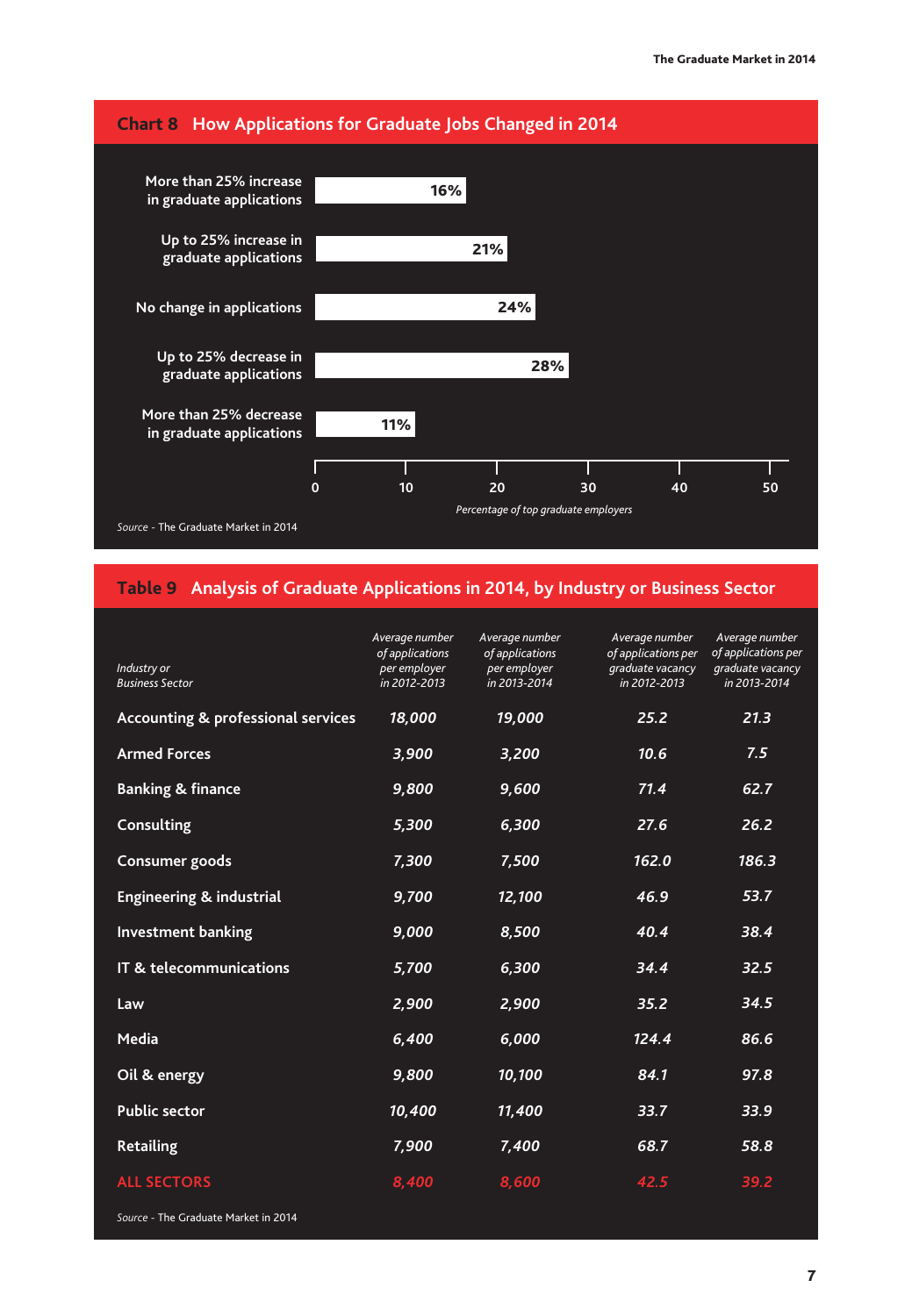## Chart 8 How Applications for Graduate Jobs Changed in 2014

| | Percentage of top graduate employers |
|---|---|
| More than 25% increase in graduate applications | 16% |
| Up to 25% increase in graduate applications | 21% |
| No change in applications | 24% |
| Up to 25% decrease in graduate applications | 28% |
| More than 25% decrease in graduate applications | 11% |

*Source* - The Graduate Market in 2014

## Table 9 Analysis of Graduate Applications in 2014, by Industry or Business Sector

| *Industry or Business Sector* | *Average number of applications per employer in 2012-2013* | *Average number of applications per employer in 2013-2014* | *Average number of applications per graduate vacancy in 2012-2013* | *Average number of applications per graduate vacancy in 2013-2014* |
|---|---|---|---|---|
| Accounting & professional services | 18,000 | 19,000 | 25.2 | 21.3 |
| Armed Forces | 3,900 | 3,200 | 10.6 | 7.5 |
| Banking & finance | 9,800 | 9,600 | 71.4 | 62.7 |
| Consulting | 5,300 | 6,300 | 27.6 | 26.2 |
| Consumer goods | 7,300 | 7,500 | 162.0 | 186.3 |
| Engineering & industrial | 9,700 | 12,100 | 46.9 | 53.7 |
| Investment banking | 9,000 | 8,500 | 40.4 | 38.4 |
| IT & telecommunications | 5,700 | 6,300 | 34.4 | 32.5 |
| Law | 2,900 | 2,900 | 35.2 | 34.5 |
| Media | 6,400 | 6,000 | 124.4 | 86.6 |
| Oil & energy | 9,800 | 10,100 | 84.1 | 97.8 |
| Public sector | 10,400 | 11,400 | 33.7 | 33.9 |
| Retailing | 7,900 | 7,400 | 68.7 | 58.8 |
| ALL SECTORS | 8,400 | 8,600 | 42.5 | 39.2 |

*Source* - The Graduate Market in 2014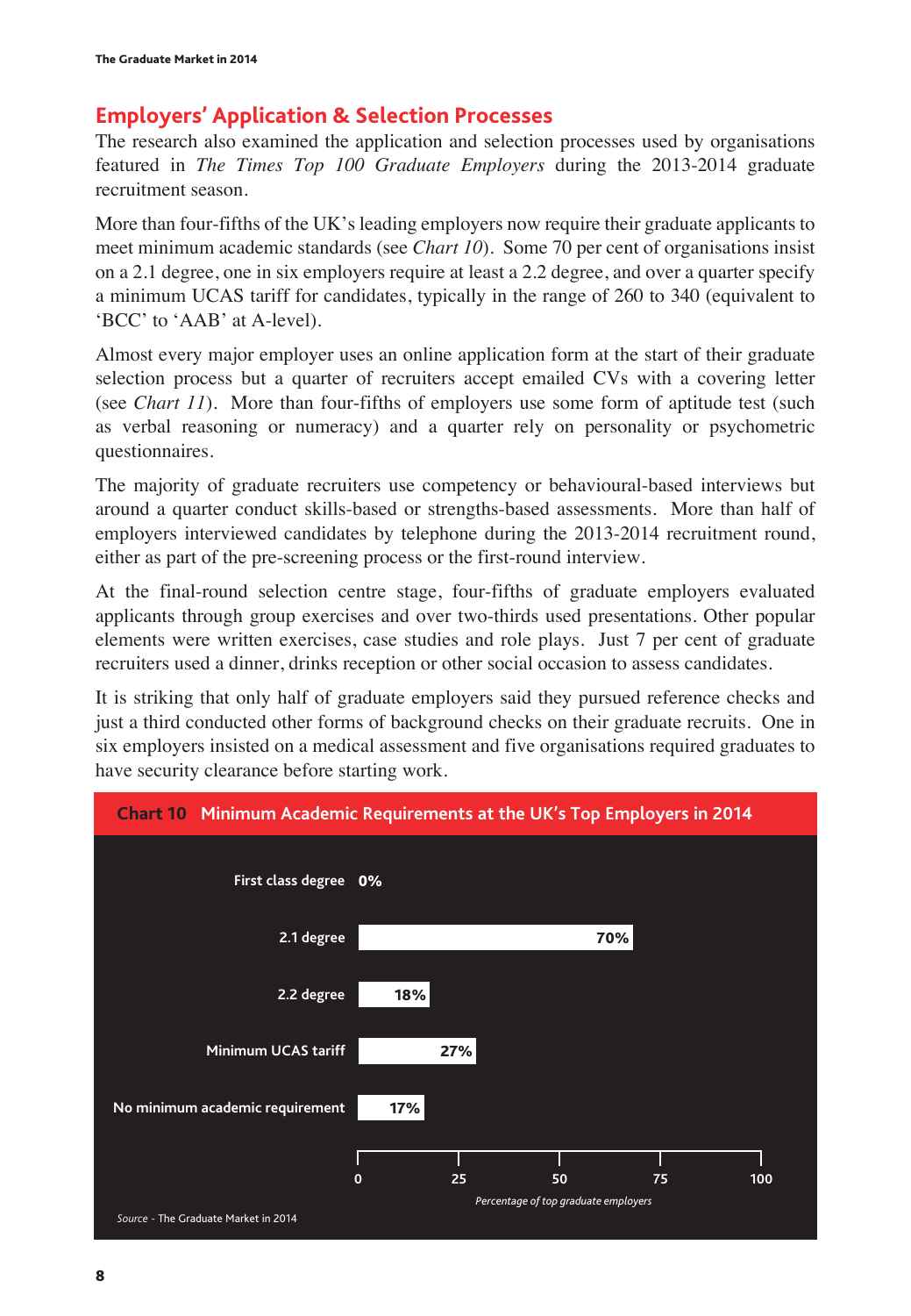## Employers' Application & Selection Processes

The research also examined the application and selection processes used by organisations featured in *The Times Top 100 Graduate Employers* during the 2013-2014 graduate recruitment season.

More than four-fifths of the UK's leading employers now require their graduate applicants to meet minimum academic standards (see *Chart 10*). Some 70 per cent of organisations insist on a 2.1 degree, one in six employers require at least a 2.2 degree, and over a quarter specify a minimum UCAS tariff for candidates, typically in the range of 260 to 340 (equivalent to 'BCC' to 'AAB' at A-level).

Almost every major employer uses an online application form at the start of their graduate selection process but a quarter of recruiters accept emailed CVs with a covering letter (see *Chart 11*). More than four-fifths of employers use some form of aptitude test (such as verbal reasoning or numeracy) and a quarter rely on personality or psychometric questionnaires.

The majority of graduate recruiters use competency or behavioural-based interviews but around a quarter conduct skills-based or strengths-based assessments. More than half of employers interviewed candidates by telephone during the 2013-2014 recruitment round, either as part of the pre-screening process or the first-round interview.

At the final-round selection centre stage, four-fifths of graduate employers evaluated applicants through group exercises and over two-thirds used presentations. Other popular elements were written exercises, case studies and role plays. Just 7 per cent of graduate recruiters used a dinner, drinks reception or other social occasion to assess candidates.

It is striking that only half of graduate employers said they pursued reference checks and just a third conducted other forms of background checks on their graduate recruits. One in six employers insisted on a medical assessment and five organisations required graduates to have security clearance before starting work.

**Chart 10 Minimum Academic Requirements at the UK's Top Employers in 2014**

| Requirement | Percentage of top graduate employers |
|---|---|
| First class degree | 0% |
| 2.1 degree | 70% |
| 2.2 degree | 18% |
| Minimum UCAS tariff | 27% |
| No minimum academic requirement | 17% |

*Source* - The Graduate Market in 2014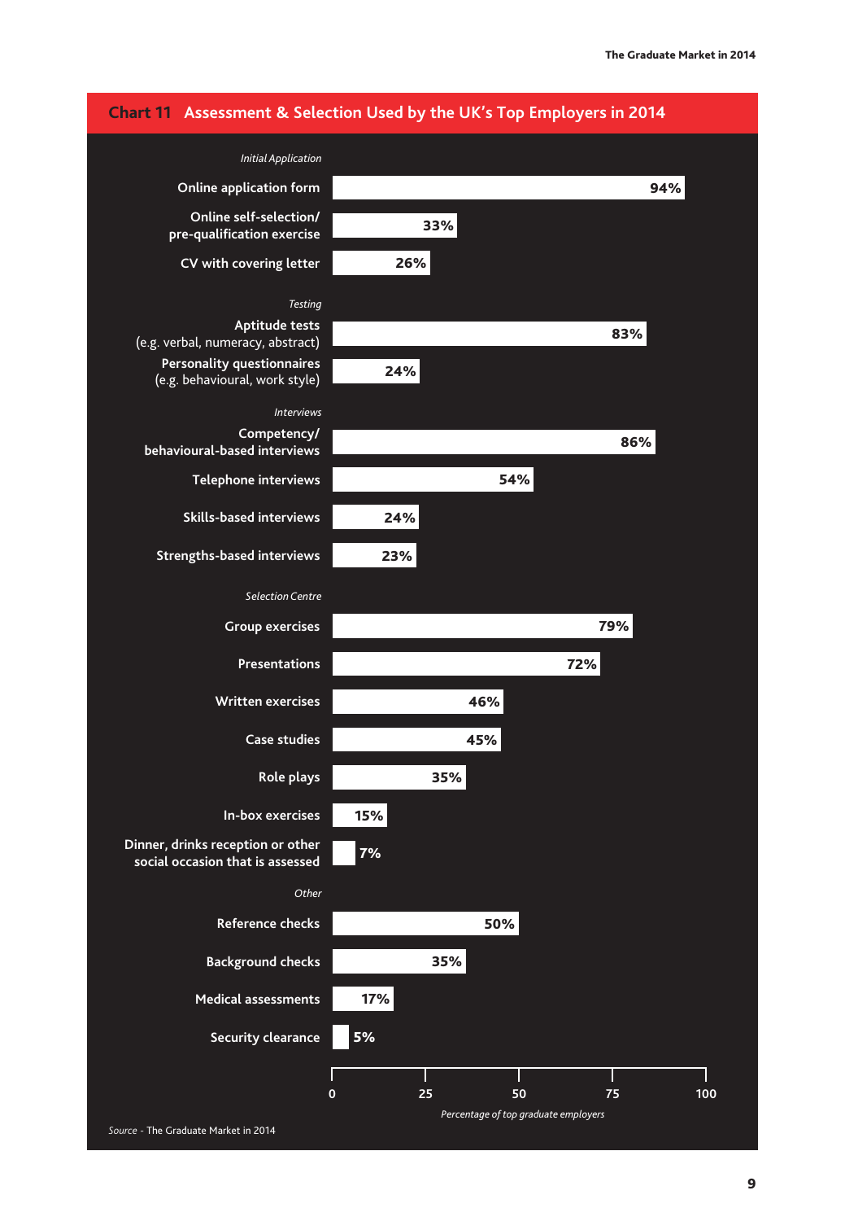## Chart 11 Assessment & Selection Used by the UK's Top Employers in 2014

| Category | Method | Percentage of top graduate employers |
|---|---|---|
| *Initial Application* | Online application form | 94% |
| | Online self-selection/ pre-qualification exercise | 33% |
| | CV with covering letter | 26% |
| *Testing* | Aptitude tests (e.g. verbal, numeracy, abstract) | 83% |
| | Personality questionnaires (e.g. behavioural, work style) | 24% |
| *Interviews* | Competency/ behavioural-based interviews | 86% |
| | Telephone interviews | 54% |
| | Skills-based interviews | 24% |
| | Strengths-based interviews | 23% |
| *Selection Centre* | Group exercises | 79% |
| | Presentations | 72% |
| | Written exercises | 46% |
| | Case studies | 45% |
| | Role plays | 35% |
| | In-box exercises | 15% |
| | Dinner, drinks reception or other social occasion that is assessed | 7% |
| *Other* | Reference checks | 50% |
| | Background checks | 35% |
| | Medical assessments | 17% |
| | Security clearance | 5% |

*Percentage of top graduate employers*

*Source* - The Graduate Market in 2014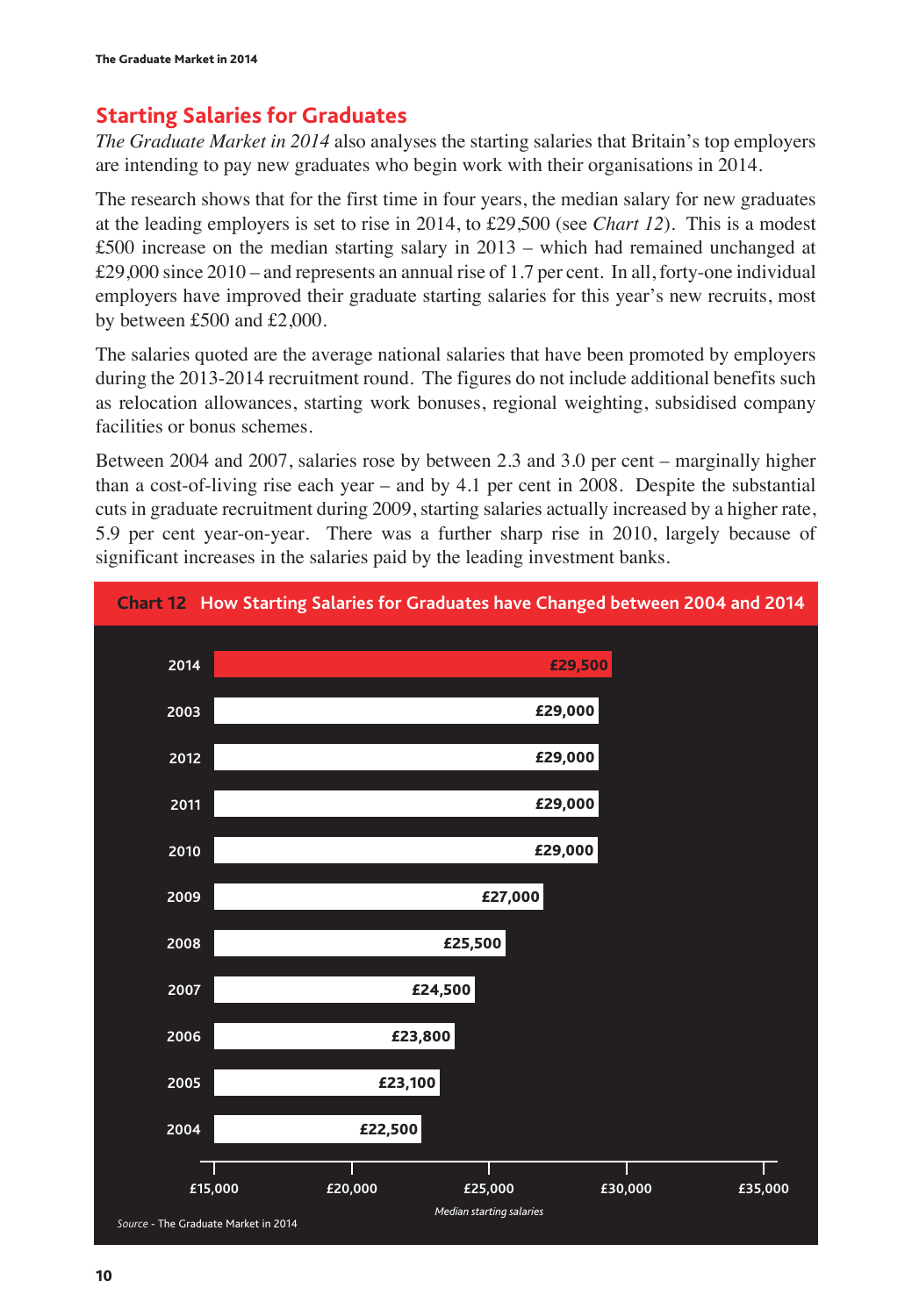## Starting Salaries for Graduates

*The Graduate Market in 2014* also analyses the starting salaries that Britain's top employers are intending to pay new graduates who begin work with their organisations in 2014.

The research shows that for the first time in four years, the median salary for new graduates at the leading employers is set to rise in 2014, to £29,500 (see *Chart 12*). This is a modest £500 increase on the median starting salary in 2013 – which had remained unchanged at £29,000 since 2010 – and represents an annual rise of 1.7 per cent. In all, forty-one individual employers have improved their graduate starting salaries for this year's new recruits, most by between £500 and £2,000.

The salaries quoted are the average national salaries that have been promoted by employers during the 2013-2014 recruitment round. The figures do not include additional benefits such as relocation allowances, starting work bonuses, regional weighting, subsidised company facilities or bonus schemes.

Between 2004 and 2007, salaries rose by between 2.3 and 3.0 per cent – marginally higher than a cost-of-living rise each year – and by 4.1 per cent in 2008. Despite the substantial cuts in graduate recruitment during 2009, starting salaries actually increased by a higher rate, 5.9 per cent year-on-year. There was a further sharp rise in 2010, largely because of significant increases in the salaries paid by the leading investment banks.

**Chart 12 How Starting Salaries for Graduates have Changed between 2004 and 2014**

| Year | Median starting salaries |
|---|---|
| 2014 | £29,500 |
| 2003 | £29,000 |
| 2012 | £29,000 |
| 2011 | £29,000 |
| 2010 | £29,000 |
| 2009 | £27,000 |
| 2008 | £25,500 |
| 2007 | £24,500 |
| 2006 | £23,800 |
| 2005 | £23,100 |
| 2004 | £22,500 |

*Source* - The Graduate Market in 2014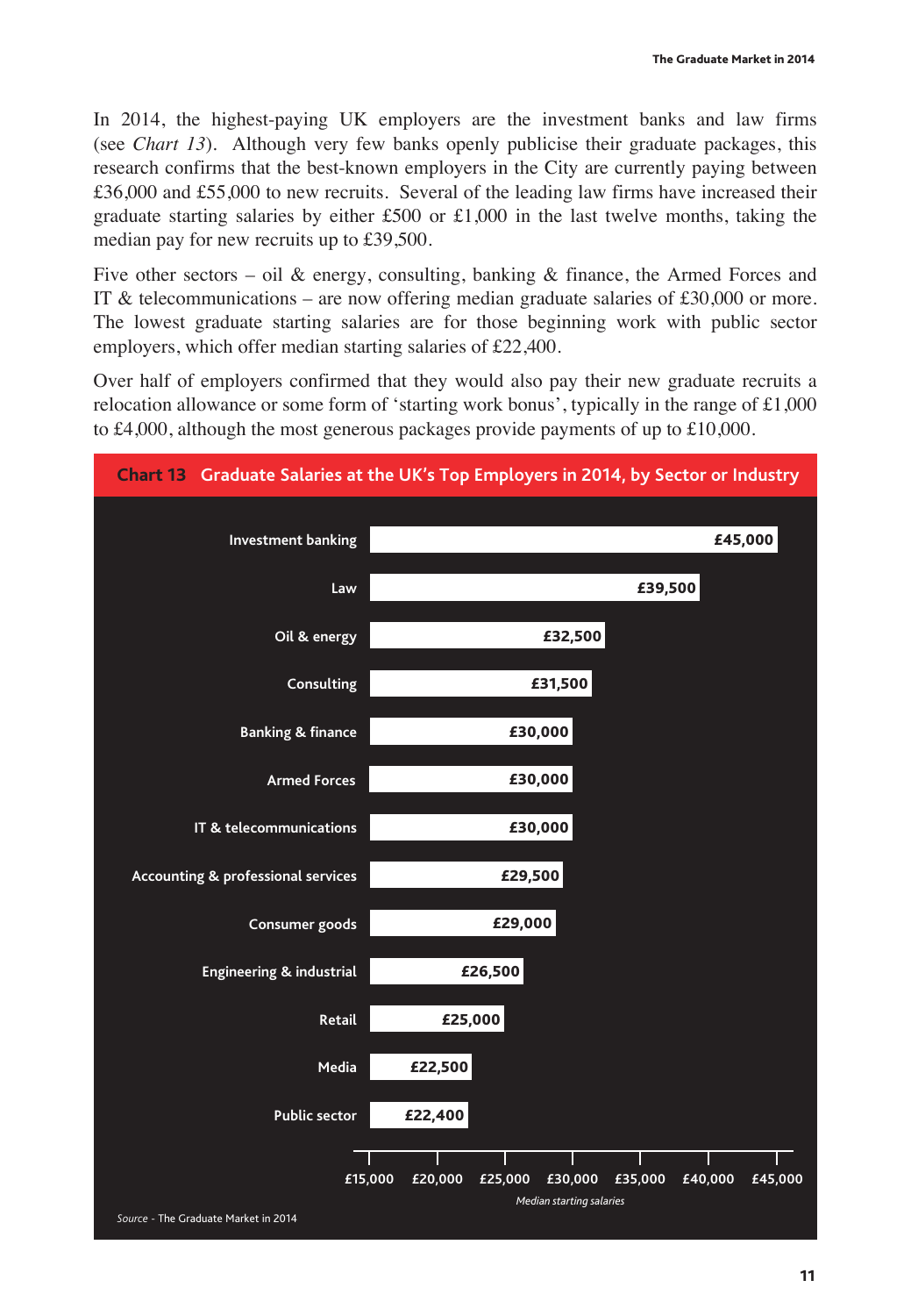In 2014, the highest-paying UK employers are the investment banks and law firms (see *Chart 13*). Although very few banks openly publicise their graduate packages, this research confirms that the best-known employers in the City are currently paying between £36,000 and £55,000 to new recruits. Several of the leading law firms have increased their graduate starting salaries by either £500 or £1,000 in the last twelve months, taking the median pay for new recruits up to £39,500.

Five other sectors – oil & energy, consulting, banking & finance, the Armed Forces and IT & telecommunications – are now offering median graduate salaries of £30,000 or more. The lowest graduate starting salaries are for those beginning work with public sector employers, which offer median starting salaries of £22,400.

Over half of employers confirmed that they would also pay their new graduate recruits a relocation allowance or some form of 'starting work bonus', typically in the range of £1,000 to £4,000, although the most generous packages provide payments of up to £10,000.

**Chart 13 Graduate Salaries at the UK's Top Employers in 2014, by Sector or Industry**

| Sector or Industry | Median starting salaries |
|---|---|
| Investment banking | £45,000 |
| Law | £39,500 |
| Oil & energy | £32,500 |
| Consulting | £31,500 |
| Banking & finance | £30,000 |
| Armed Forces | £30,000 |
| IT & telecommunications | £30,000 |
| Accounting & professional services | £29,500 |
| Consumer goods | £29,000 |
| Engineering & industrial | £26,500 |
| Retail | £25,000 |
| Media | £22,500 |
| Public sector | £22,400 |

*Source* - The Graduate Market in 2014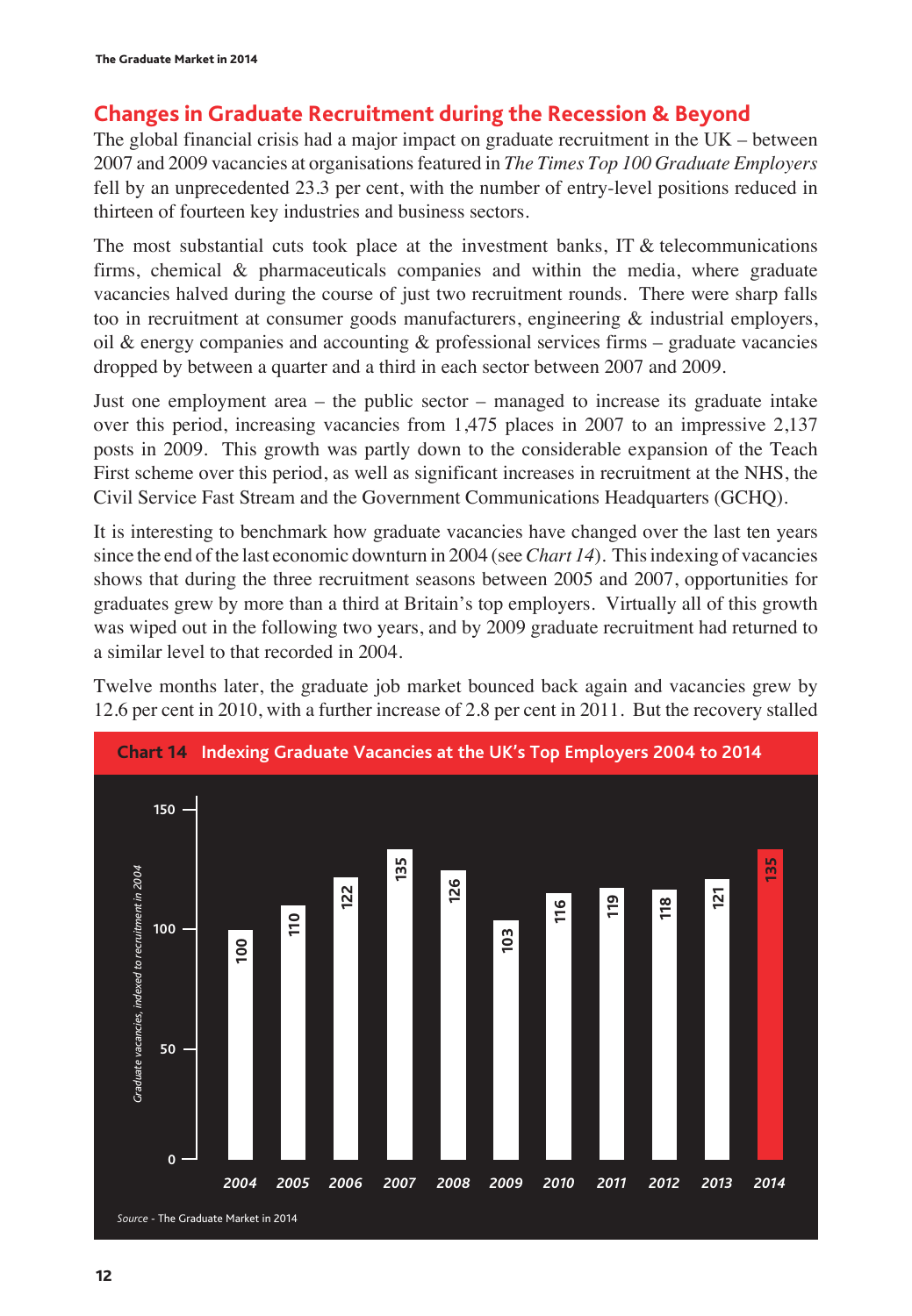## Changes in Graduate Recruitment during the Recession & Beyond

The global financial crisis had a major impact on graduate recruitment in the UK – between 2007 and 2009 vacancies at organisations featured in *The Times Top 100 Graduate Employers* fell by an unprecedented 23.3 per cent, with the number of entry-level positions reduced in thirteen of fourteen key industries and business sectors.

The most substantial cuts took place at the investment banks, IT & telecommunications firms, chemical & pharmaceuticals companies and within the media, where graduate vacancies halved during the course of just two recruitment rounds. There were sharp falls too in recruitment at consumer goods manufacturers, engineering & industrial employers, oil & energy companies and accounting & professional services firms – graduate vacancies dropped by between a quarter and a third in each sector between 2007 and 2009.

Just one employment area – the public sector – managed to increase its graduate intake over this period, increasing vacancies from 1,475 places in 2007 to an impressive 2,137 posts in 2009. This growth was partly down to the considerable expansion of the Teach First scheme over this period, as well as significant increases in recruitment at the NHS, the Civil Service Fast Stream and the Government Communications Headquarters (GCHQ).

It is interesting to benchmark how graduate vacancies have changed over the last ten years since the end of the last economic downturn in 2004 (see *Chart 14*). This indexing of vacancies shows that during the three recruitment seasons between 2005 and 2007, opportunities for graduates grew by more than a third at Britain's top employers. Virtually all of this growth was wiped out in the following two years, and by 2009 graduate recruitment had returned to a similar level to that recorded in 2004.

Twelve months later, the graduate job market bounced back again and vacancies grew by 12.6 per cent in 2010, with a further increase of 2.8 per cent in 2011. But the recovery stalled

**Chart 14** Indexing Graduate Vacancies at the UK's Top Employers 2004 to 2014

*Graduate vacancies, indexed to recruitment in 2004*

| Year | Index |
|---|---|
| 2004 | 100 |
| 2005 | 110 |
| 2006 | 122 |
| 2007 | 135 |
| 2008 | 126 |
| 2009 | 103 |
| 2010 | 116 |
| 2011 | 119 |
| 2012 | 118 |
| 2013 | 121 |
| 2014 | 135 |

*Source* - The Graduate Market in 2014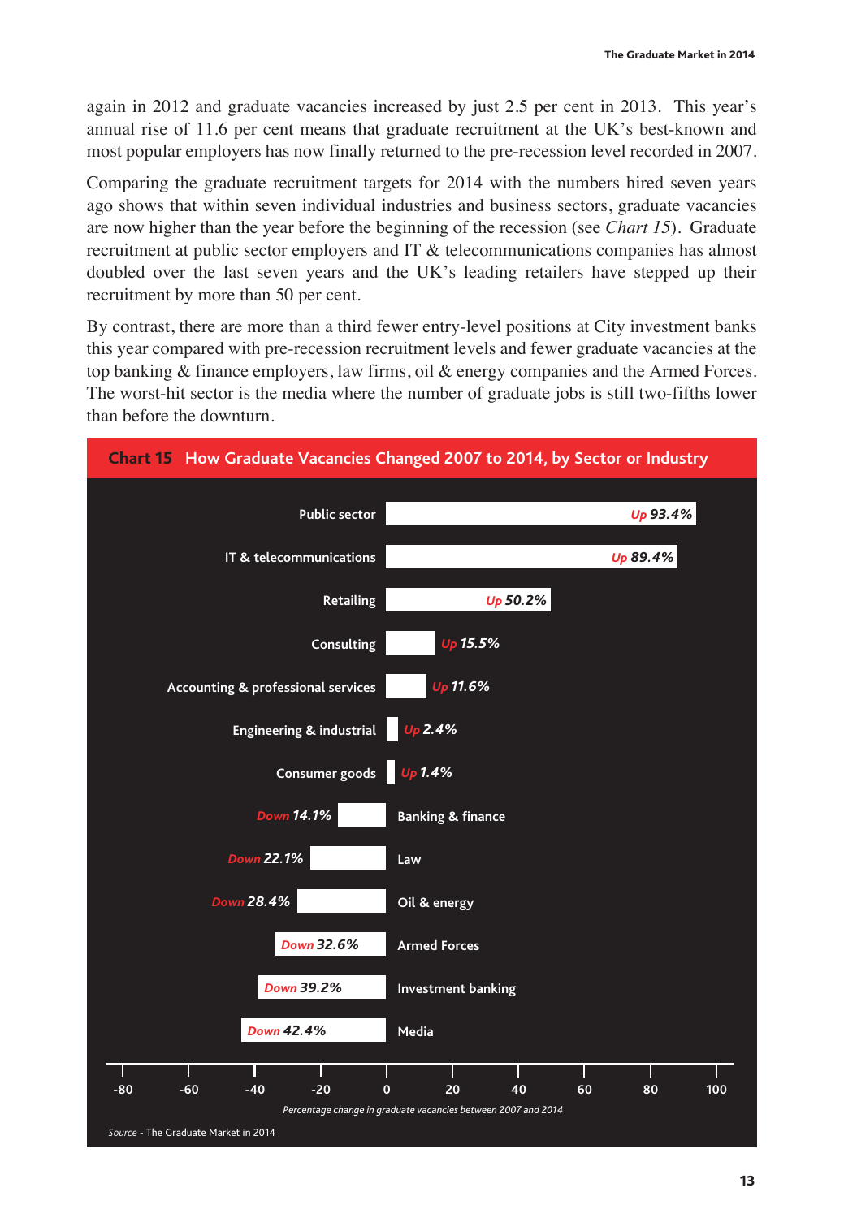again in 2012 and graduate vacancies increased by just 2.5 per cent in 2013. This year's annual rise of 11.6 per cent means that graduate recruitment at the UK's best-known and most popular employers has now finally returned to the pre-recession level recorded in 2007.

Comparing the graduate recruitment targets for 2014 with the numbers hired seven years ago shows that within seven individual industries and business sectors, graduate vacancies are now higher than the year before the beginning of the recession (see *Chart 15*). Graduate recruitment at public sector employers and IT & telecommunications companies has almost doubled over the last seven years and the UK's leading retailers have stepped up their recruitment by more than 50 per cent.

By contrast, there are more than a third fewer entry-level positions at City investment banks this year compared with pre-recession recruitment levels and fewer graduate vacancies at the top banking & finance employers, law firms, oil & energy companies and the Armed Forces. The worst-hit sector is the media where the number of graduate jobs is still two-fifths lower than before the downturn.

**Chart 15 How Graduate Vacancies Changed 2007 to 2014, by Sector or Industry**

| Sector or Industry | Percentage change in graduate vacancies between 2007 and 2014 |
|---|---|
| Public sector | Up 93.4% |
| IT & telecommunications | Up 89.4% |
| Retailing | Up 50.2% |
| Consulting | Up 15.5% |
| Accounting & professional services | Up 11.6% |
| Engineering & industrial | Up 2.4% |
| Consumer goods | Up 1.4% |
| Banking & finance | Down 14.1% |
| Law | Down 22.1% |
| Oil & energy | Down 28.4% |
| Armed Forces | Down 32.6% |
| Investment banking | Down 39.2% |
| Media | Down 42.4% |

*Source* - The Graduate Market in 2014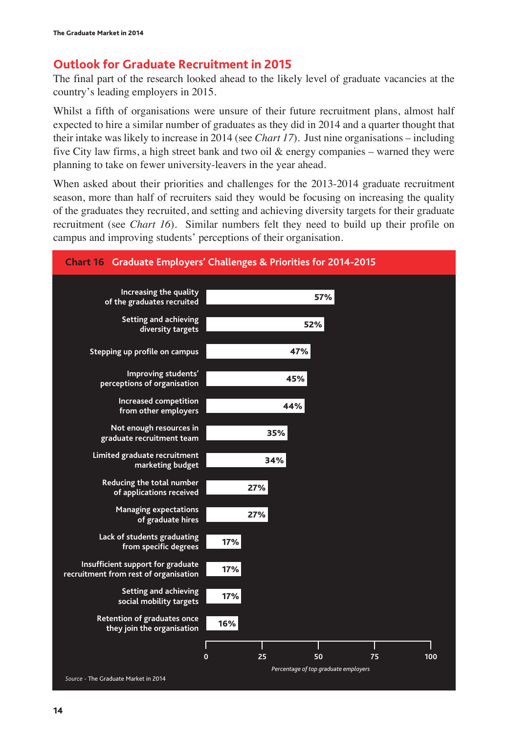## Outlook for Graduate Recruitment in 2015

The final part of the research looked ahead to the likely level of graduate vacancies at the country's leading employers in 2015.

Whilst a fifth of organisations were unsure of their future recruitment plans, almost half expected to hire a similar number of graduates as they did in 2014 and a quarter thought that their intake was likely to increase in 2014 (see *Chart 17*). Just nine organisations – including five City law firms, a high street bank and two oil & energy companies – warned they were planning to take on fewer university-leavers in the year ahead.

When asked about their priorities and challenges for the 2013-2014 graduate recruitment season, more than half of recruiters said they would be focusing on increasing the quality of the graduates they recruited, and setting and achieving diversity targets for their graduate recruitment (see *Chart 16*). Similar numbers felt they need to build up their profile on campus and improving students' perceptions of their organisation.

**Chart 16 Graduate Employers' Challenges & Priorities for 2014-2015**

| Challenge / Priority | Percentage of top graduate employers |
|---|---|
| Increasing the quality of the graduates recruited | 57% |
| Setting and achieving diversity targets | 52% |
| Stepping up profile on campus | 47% |
| Improving students' perceptions of organisation | 45% |
| Increased competition from other employers | 44% |
| Not enough resources in graduate recruitment team | 35% |
| Limited graduate recruitment marketing budget | 34% |
| Reducing the total number of applications received | 27% |
| Managing expectations of graduate hires | 27% |
| Lack of students graduating from specific degrees | 17% |
| Insufficient support for graduate recruitment from rest of organisation | 17% |
| Setting and achieving social mobility targets | 17% |
| Retention of graduates once they join the organisation | 16% |

*Source* - The Graduate Market in 2014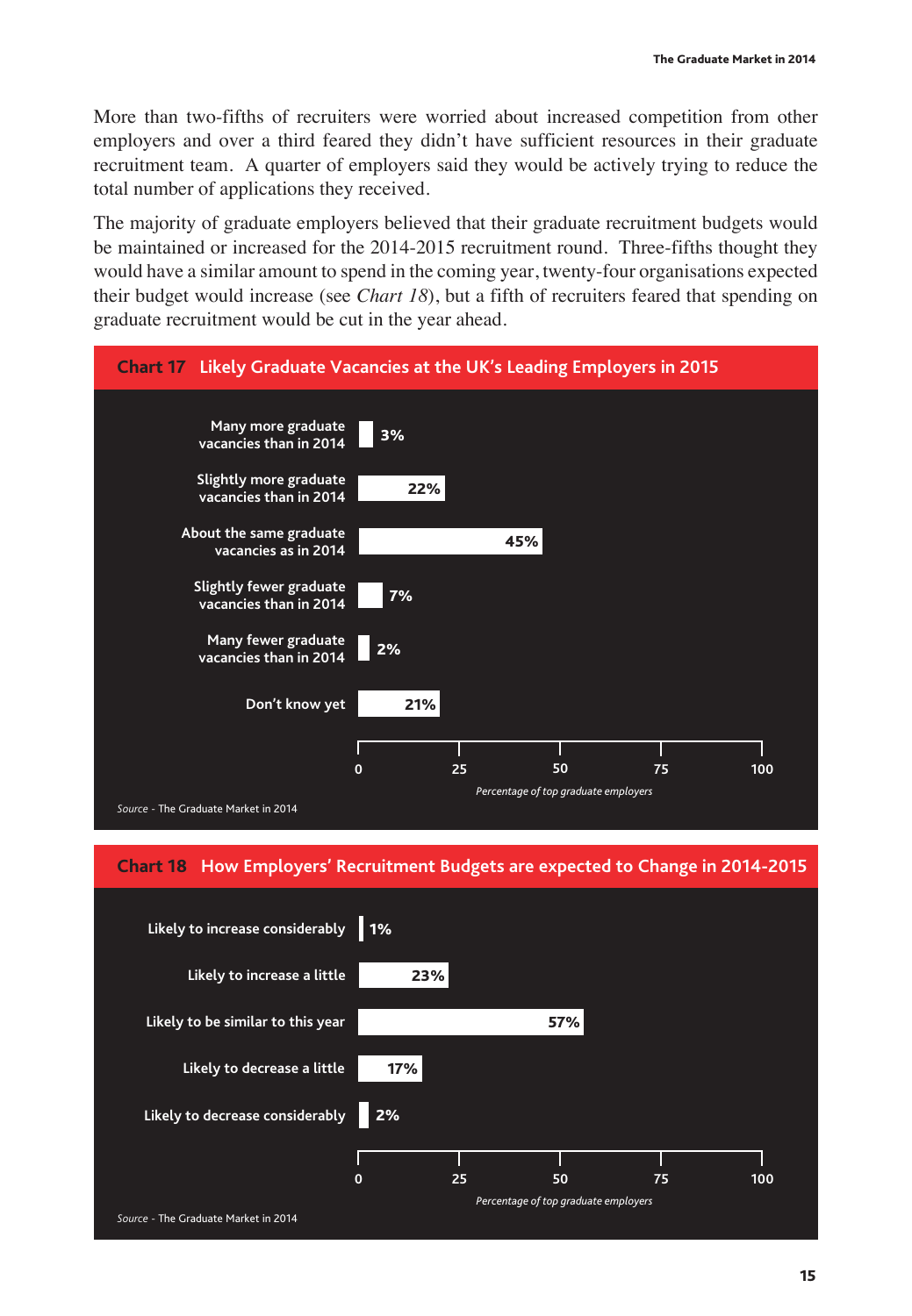More than two-fifths of recruiters were worried about increased competition from other employers and over a third feared they didn't have sufficient resources in their graduate recruitment team. A quarter of employers said they would be actively trying to reduce the total number of applications they received.

The majority of graduate employers believed that their graduate recruitment budgets would be maintained or increased for the 2014-2015 recruitment round. Three-fifths thought they would have a similar amount to spend in the coming year, twenty-four organisations expected their budget would increase (see *Chart 18*), but a fifth of recruiters feared that spending on graduate recruitment would be cut in the year ahead.

**Chart 17 Likely Graduate Vacancies at the UK's Leading Employers in 2015**

| | Percentage of top graduate employers |
|---|---|
| Many more graduate vacancies than in 2014 | 3% |
| Slightly more graduate vacancies than in 2014 | 22% |
| About the same graduate vacancies as in 2014 | 45% |
| Slightly fewer graduate vacancies than in 2014 | 7% |
| Many fewer graduate vacancies than in 2014 | 2% |
| Don't know yet | 21% |

*Source* - The Graduate Market in 2014

**Chart 18 How Employers' Recruitment Budgets are expected to Change in 2014-2015**

| | Percentage of top graduate employers |
|---|---|
| Likely to increase considerably | 1% |
| Likely to increase a little | 23% |
| Likely to be similar to this year | 57% |
| Likely to decrease a little | 17% |
| Likely to decrease considerably | 2% |

*Source* - The Graduate Market in 2014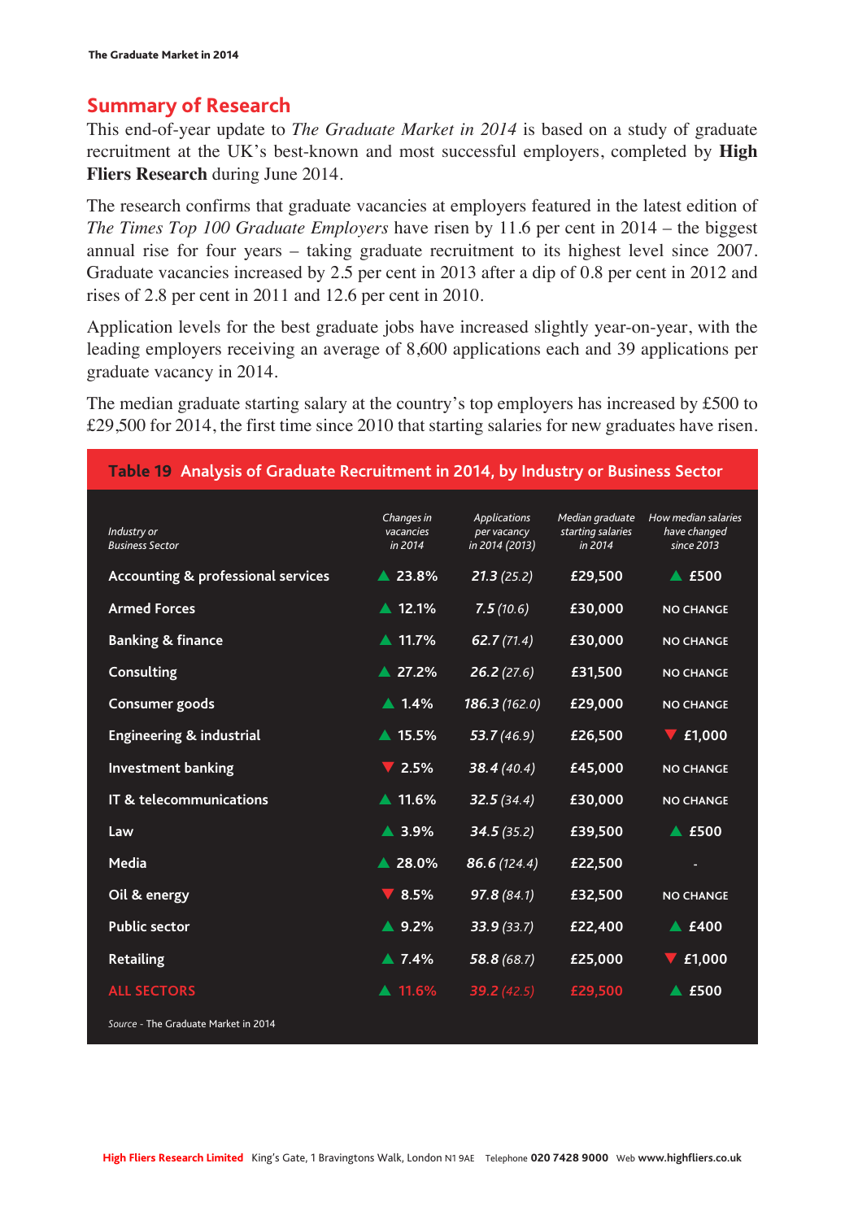## Summary of Research

This end-of-year update to *The Graduate Market in 2014* is based on a study of graduate recruitment at the UK's best-known and most successful employers, completed by **High Fliers Research** during June 2014.

The research confirms that graduate vacancies at employers featured in the latest edition of *The Times Top 100 Graduate Employers* have risen by 11.6 per cent in 2014 – the biggest annual rise for four years – taking graduate recruitment to its highest level since 2007. Graduate vacancies increased by 2.5 per cent in 2013 after a dip of 0.8 per cent in 2012 and rises of 2.8 per cent in 2011 and 12.6 per cent in 2010.

Application levels for the best graduate jobs have increased slightly year-on-year, with the leading employers receiving an average of 8,600 applications each and 39 applications per graduate vacancy in 2014.

The median graduate starting salary at the country's top employers has increased by £500 to £29,500 for 2014, the first time since 2010 that starting salaries for new graduates have risen.

**Table 19 Analysis of Graduate Recruitment in 2014, by Industry or Business Sector**

| *Industry or Business Sector* | *Changes in vacancies in 2014* | *Applications per vacancy in 2014 (2013)* | *Median graduate starting salaries in 2014* | *How median salaries have changed since 2013* |
|---|---|---|---|---|
| Accounting & professional services | ▲ 23.8% | *21.3* (25.2) | £29,500 | ▲ £500 |
| Armed Forces | ▲ 12.1% | *7.5* (10.6) | £30,000 | NO CHANGE |
| Banking & finance | ▲ 11.7% | *62.7* (71.4) | £30,000 | NO CHANGE |
| Consulting | ▲ 27.2% | *26.2* (27.6) | £31,500 | NO CHANGE |
| Consumer goods | ▲ 1.4% | *186.3* (162.0) | £29,000 | NO CHANGE |
| Engineering & industrial | ▲ 15.5% | *53.7* (46.9) | £26,500 | ▼ £1,000 |
| Investment banking | ▼ 2.5% | *38.4* (40.4) | £45,000 | NO CHANGE |
| IT & telecommunications | ▲ 11.6% | *32.5* (34.4) | £30,000 | NO CHANGE |
| Law | ▲ 3.9% | *34.5* (35.2) | £39,500 | ▲ £500 |
| Media | ▲ 28.0% | *86.6* (124.4) | £22,500 | - |
| Oil & energy | ▼ 8.5% | *97.8* (84.1) | £32,500 | NO CHANGE |
| Public sector | ▲ 9.2% | *33.9* (33.7) | £22,400 | ▲ £400 |
| Retailing | ▲ 7.4% | *58.8* (68.7) | £25,000 | ▼ £1,000 |
| ALL SECTORS | ▲ 11.6% | *39.2* (42.5) | £29,500 | ▲ £500 |

*Source* - The Graduate Market in 2014

**High Fliers Research Limited** King's Gate, 1 Bravingtons Walk, London N1 9AE Telephone **020 7428 9000** Web **www.highfliers.co.uk**